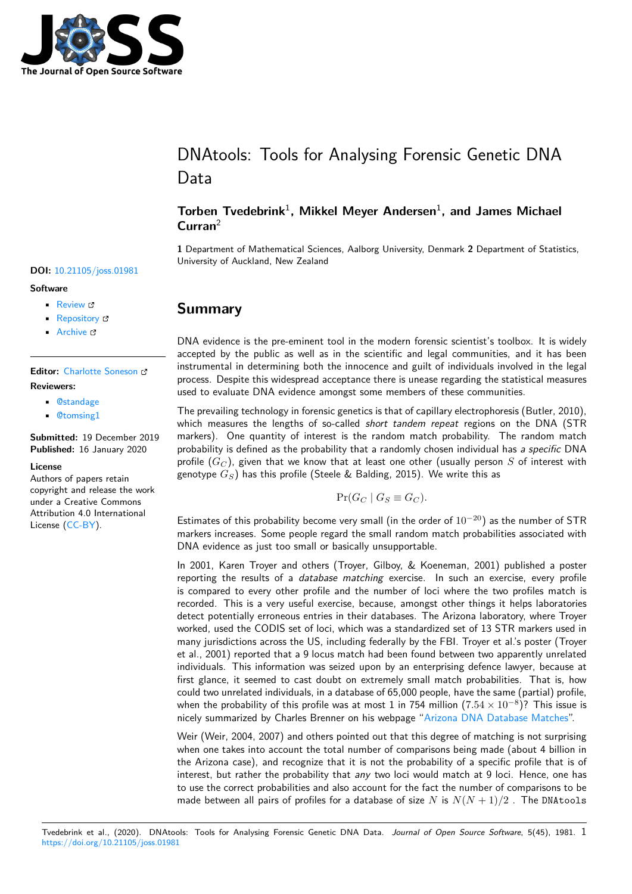# DNAtools: Tools for Analysing Forensic Genetic DNA Data

**Torben Tvedebrink**[1], **Mikkel Meyer Andersen**[1], **and James Michael Curran**[2]

**1** Department of Mathematical Sciences, Aalborg University, Denmark **2** Department of Statistics, University of Auckland, New Zealand

**DOI:** 10.21105/joss.01981

**Software**

- Review
- Repository
- Archive

**Editor:** Charlotte Soneson

**Reviewers:**

- @standage
- @tomsing1

**Submitted:** 19 December 2019
**Published:** 16 January 2020

**License**
Authors of papers retain copyright and release the work under a Creative Commons Attribution 4.0 International License (CC-BY).

## Summary

DNA evidence is the pre-eminent tool in the modern forensic scientist's toolbox. It is widely accepted by the public as well as in the scientific and legal communities, and it has been instrumental in determining both the innocence and guilt of individuals involved in the legal process. Despite this widespread acceptance there is unease regarding the statistical measures used to evaluate DNA evidence amongst some members of these communities.

The prevailing technology in forensic genetics is that of capillary electrophoresis (Butler, 2010), which measures the lengths of so-called *short tandem repeat* regions on the DNA (STR markers). One quantity of interest is the random match probability. The random match probability is defined as the probability that a randomly chosen individual has *a specific* DNA profile ($G_C$), given that we know that at least one other (usually person $S$ of interest with genotype $G_S$) has this profile (Steele & Balding, 2015). We write this as

$$\Pr(G_C \mid G_S \equiv G_C).$$

Estimates of this probability become very small (in the order of $10^{-20}$) as the number of STR markers increases. Some people regard the small random match probabilities associated with DNA evidence as just too small or basically unsupportable.

In 2001, Karen Troyer and others (Troyer, Gilboy, & Koeneman, 2001) published a poster reporting the results of a *database matching* exercise. In such an exercise, every profile is compared to every other profile and the number of loci where the two profiles match is recorded. This is a very useful exercise, because, amongst other things it helps laboratories detect potentially erroneous entries in their databases. The Arizona laboratory, where Troyer worked, used the CODIS set of loci, which was a standardized set of 13 STR markers used in many jurisdictions across the US, including federally by the FBI. Troyer et al.'s poster (Troyer et al., 2001) reported that a 9 locus match had been found between two apparently unrelated individuals. This information was seized upon by an enterprising defence lawyer, because at first glance, it seemed to cast doubt on extremely small match probabilities. That is, how could two unrelated individuals, in a database of 65,000 people, have the same (partial) profile, when the probability of this profile was at most 1 in 754 million ($7.54 \times 10^{-8}$)? This issue is nicely summarized by Charles Brenner on his webpage "Arizona DNA Database Matches".

Weir (Weir, 2004, 2007) and others pointed out that this degree of matching is not surprising when one takes into account the total number of comparisons being made (about 4 billion in the Arizona case), and recognize that it is not the probability of a specific profile that is of interest, but rather the probability that *any* two loci would match at 9 loci. Hence, one has to use the correct probabilities and also account for the fact the number of comparisons to be made between all pairs of profiles for a database of size $N$ is $N(N+1)/2$ . The `DNAtools`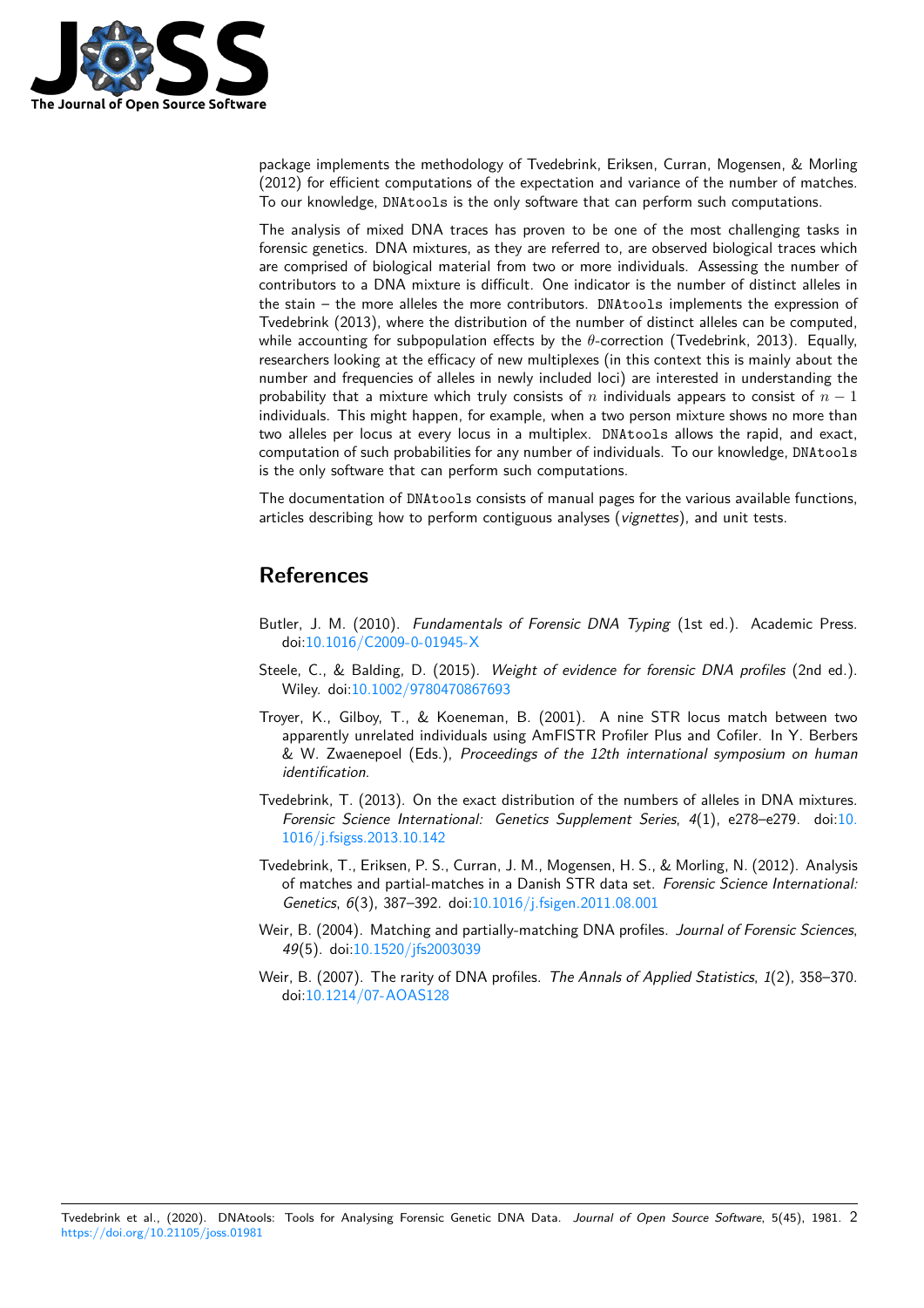package implements the methodology of Tvedebrink, Eriksen, Curran, Mogensen, & Morling (2012) for efficient computations of the expectation and variance of the number of matches. To our knowledge, `DNAtools` is the only software that can perform such computations.

The analysis of mixed DNA traces has proven to be one of the most challenging tasks in forensic genetics. DNA mixtures, as they are referred to, are observed biological traces which are comprised of biological material from two or more individuals. Assessing the number of contributors to a DNA mixture is difficult. One indicator is the number of distinct alleles in the stain – the more alleles the more contributors. `DNAtools` implements the expression of Tvedebrink (2013), where the distribution of the number of distinct alleles can be computed, while accounting for subpopulation effects by the $\theta$-correction (Tvedebrink, 2013). Equally, researchers looking at the efficacy of new multiplexes (in this context this is mainly about the number and frequencies of alleles in newly included loci) are interested in understanding the probability that a mixture which truly consists of $n$ individuals appears to consist of $n-1$ individuals. This might happen, for example, when a two person mixture shows no more than two alleles per locus at every locus in a multiplex. `DNAtools` allows the rapid, and exact, computation of such probabilities for any number of individuals. To our knowledge, `DNAtools` is the only software that can perform such computations.

The documentation of `DNAtools` consists of manual pages for the various available functions, articles describing how to perform contiguous analyses (*vignettes*), and unit tests.

## References

Butler, J. M. (2010). *Fundamentals of Forensic DNA Typing* (1st ed.). Academic Press. doi:10.1016/C2009-0-01945-X

Steele, C., & Balding, D. (2015). *Weight of evidence for forensic DNA profiles* (2nd ed.). Wiley. doi:10.1002/9780470867693

Troyer, K., Gilboy, T., & Koeneman, B. (2001). A nine STR locus match between two apparently unrelated individuals using AmFlSTR Profiler Plus and Cofiler. In Y. Berbers & W. Zwaenepoel (Eds.), *Proceedings of the 12th international symposium on human identification*.

Tvedebrink, T. (2013). On the exact distribution of the numbers of alleles in DNA mixtures. *Forensic Science International: Genetics Supplement Series*, *4*(1), e278–e279. doi:10.1016/j.fsigss.2013.10.142

Tvedebrink, T., Eriksen, P. S., Curran, J. M., Mogensen, H. S., & Morling, N. (2012). Analysis of matches and partial-matches in a Danish STR data set. *Forensic Science International: Genetics*, *6*(3), 387–392. doi:10.1016/j.fsigen.2011.08.001

Weir, B. (2004). Matching and partially-matching DNA profiles. *Journal of Forensic Sciences*, *49*(5). doi:10.1520/jfs2003039

Weir, B. (2007). The rarity of DNA profiles. *The Annals of Applied Statistics*, *1*(2), 358–370. doi:10.1214/07-AOAS128